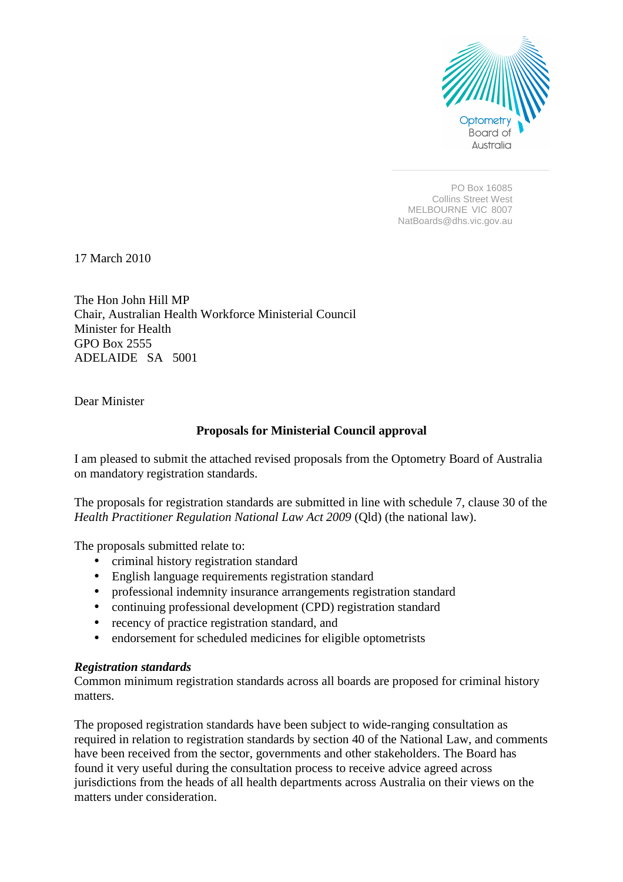Optometry Board of Australia

PO Box 16085
Collins Street West
MELBOURNE VIC 8007
NatBoards@dhs.vic.gov.au

17 March 2010

The Hon John Hill MP
Chair, Australian Health Workforce Ministerial Council
Minister for Health
GPO Box 2555
ADELAIDE SA 5001

Dear Minister

**Proposals for Ministerial Council approval**

I am pleased to submit the attached revised proposals from the Optometry Board of Australia on mandatory registration standards.

The proposals for registration standards are submitted in line with schedule 7, clause 30 of the *Health Practitioner Regulation National Law Act 2009* (Qld) (the national law).

The proposals submitted relate to:

- criminal history registration standard
- English language requirements registration standard
- professional indemnity insurance arrangements registration standard
- continuing professional development (CPD) registration standard
- recency of practice registration standard, and
- endorsement for scheduled medicines for eligible optometrists

***Registration standards***

Common minimum registration standards across all boards are proposed for criminal history matters.

The proposed registration standards have been subject to wide-ranging consultation as required in relation to registration standards by section 40 of the National Law, and comments have been received from the sector, governments and other stakeholders. The Board has found it very useful during the consultation process to receive advice agreed across jurisdictions from the heads of all health departments across Australia on their views on the matters under consideration.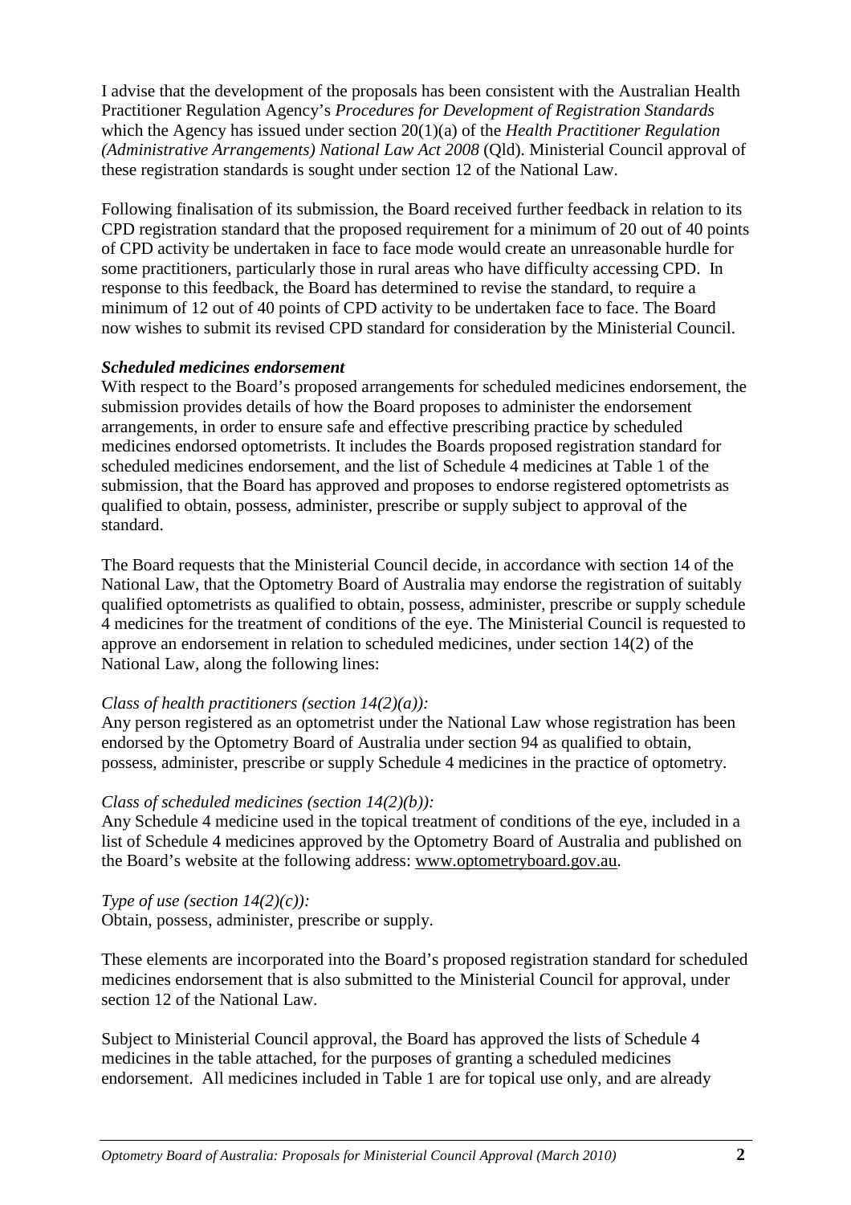I advise that the development of the proposals has been consistent with the Australian Health Practitioner Regulation Agency's *Procedures for Development of Registration Standards* which the Agency has issued under section 20(1)(a) of the *Health Practitioner Regulation (Administrative Arrangements) National Law Act 2008* (Qld). Ministerial Council approval of these registration standards is sought under section 12 of the National Law.

Following finalisation of its submission, the Board received further feedback in relation to its CPD registration standard that the proposed requirement for a minimum of 20 out of 40 points of CPD activity be undertaken in face to face mode would create an unreasonable hurdle for some practitioners, particularly those in rural areas who have difficulty accessing CPD. In response to this feedback, the Board has determined to revise the standard, to require a minimum of 12 out of 40 points of CPD activity to be undertaken face to face. The Board now wishes to submit its revised CPD standard for consideration by the Ministerial Council.

***Scheduled medicines endorsement***

With respect to the Board's proposed arrangements for scheduled medicines endorsement, the submission provides details of how the Board proposes to administer the endorsement arrangements, in order to ensure safe and effective prescribing practice by scheduled medicines endorsed optometrists. It includes the Boards proposed registration standard for scheduled medicines endorsement, and the list of Schedule 4 medicines at Table 1 of the submission, that the Board has approved and proposes to endorse registered optometrists as qualified to obtain, possess, administer, prescribe or supply subject to approval of the standard.

The Board requests that the Ministerial Council decide, in accordance with section 14 of the National Law, that the Optometry Board of Australia may endorse the registration of suitably qualified optometrists as qualified to obtain, possess, administer, prescribe or supply schedule 4 medicines for the treatment of conditions of the eye. The Ministerial Council is requested to approve an endorsement in relation to scheduled medicines, under section 14(2) of the National Law, along the following lines:

*Class of health practitioners (section 14(2)(a)):*
Any person registered as an optometrist under the National Law whose registration has been endorsed by the Optometry Board of Australia under section 94 as qualified to obtain, possess, administer, prescribe or supply Schedule 4 medicines in the practice of optometry.

*Class of scheduled medicines (section 14(2)(b)):*
Any Schedule 4 medicine used in the topical treatment of conditions of the eye, included in a list of Schedule 4 medicines approved by the Optometry Board of Australia and published on the Board's website at the following address: www.optometryboard.gov.au.

*Type of use (section 14(2)(c)):*
Obtain, possess, administer, prescribe or supply.

These elements are incorporated into the Board's proposed registration standard for scheduled medicines endorsement that is also submitted to the Ministerial Council for approval, under section 12 of the National Law.

Subject to Ministerial Council approval, the Board has approved the lists of Schedule 4 medicines in the table attached, for the purposes of granting a scheduled medicines endorsement. All medicines included in Table 1 are for topical use only, and are already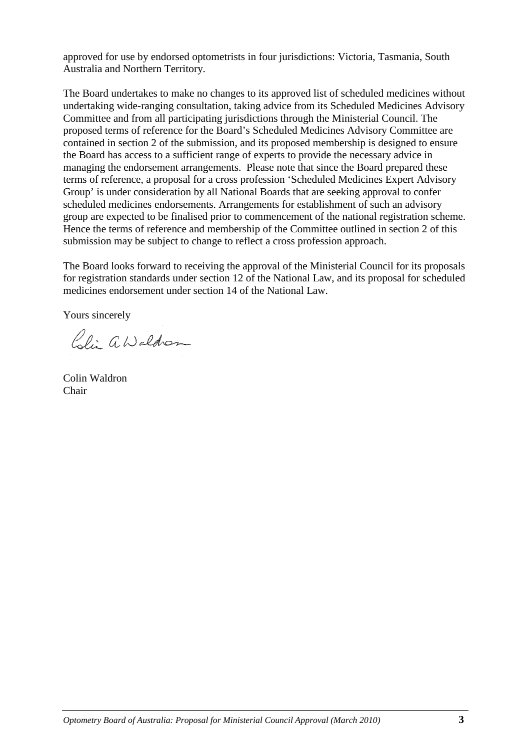approved for use by endorsed optometrists in four jurisdictions: Victoria, Tasmania, South Australia and Northern Territory.

The Board undertakes to make no changes to its approved list of scheduled medicines without undertaking wide-ranging consultation, taking advice from its Scheduled Medicines Advisory Committee and from all participating jurisdictions through the Ministerial Council. The proposed terms of reference for the Board's Scheduled Medicines Advisory Committee are contained in section 2 of the submission, and its proposed membership is designed to ensure the Board has access to a sufficient range of experts to provide the necessary advice in managing the endorsement arrangements. Please note that since the Board prepared these terms of reference, a proposal for a cross profession 'Scheduled Medicines Expert Advisory Group' is under consideration by all National Boards that are seeking approval to confer scheduled medicines endorsements. Arrangements for establishment of such an advisory group are expected to be finalised prior to commencement of the national registration scheme. Hence the terms of reference and membership of the Committee outlined in section 2 of this submission may be subject to change to reflect a cross profession approach.

The Board looks forward to receiving the approval of the Ministerial Council for its proposals for registration standards under section 12 of the National Law, and its proposal for scheduled medicines endorsement under section 14 of the National Law.

Yours sincerely

Colin Waldron
Chair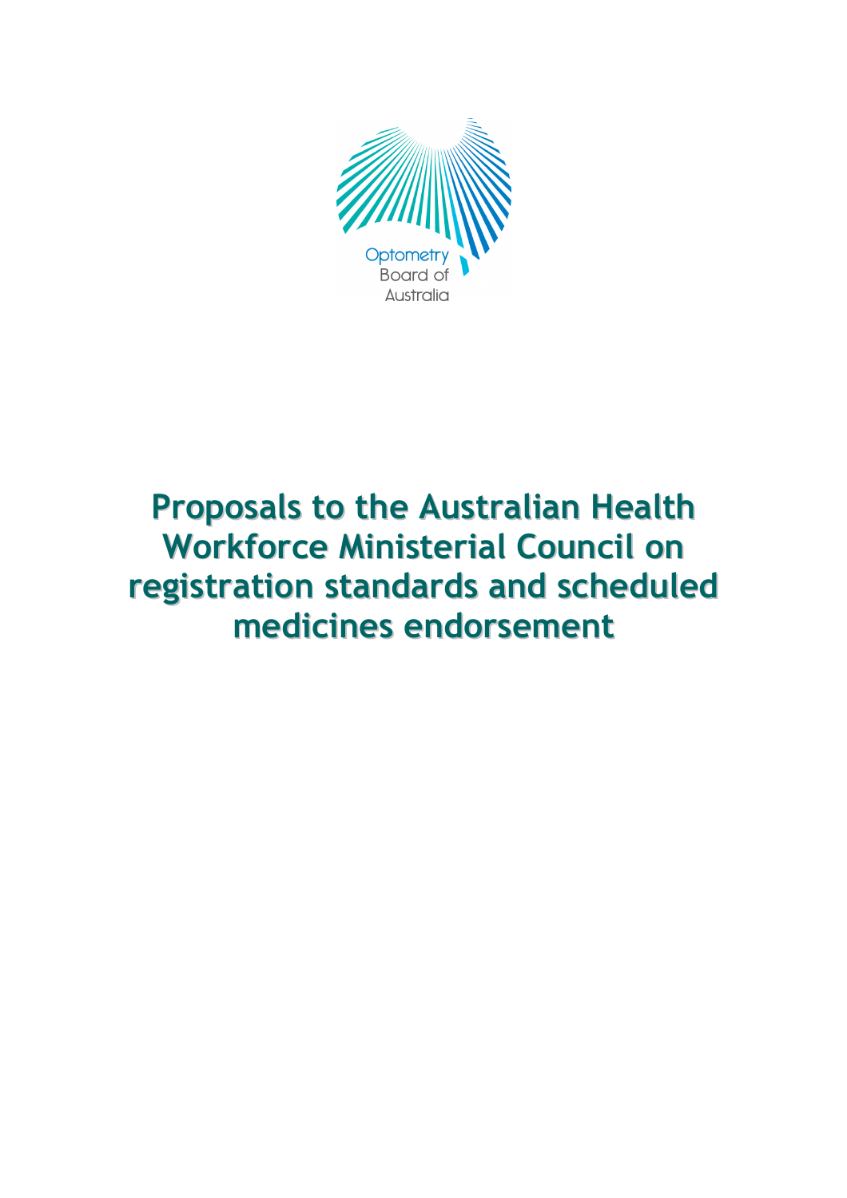Optometry Board of Australia

# Proposals to the Australian Health Workforce Ministerial Council on registration standards and scheduled medicines endorsement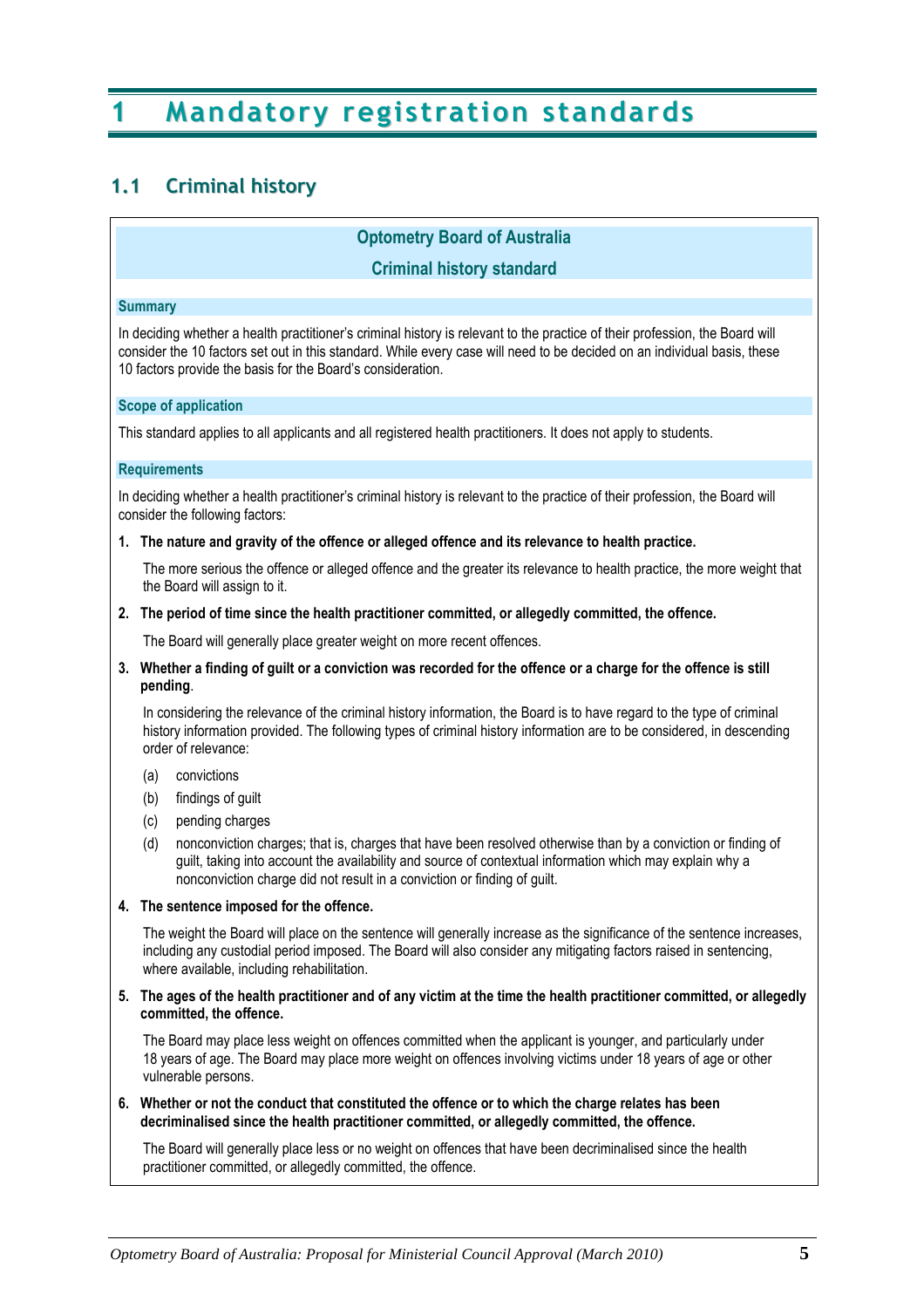# 1 Mandatory registration standards

## 1.1 Criminal history

### Optometry Board of Australia

### Criminal history standard

#### Summary

In deciding whether a health practitioner's criminal history is relevant to the practice of their profession, the Board will consider the 10 factors set out in this standard. While every case will need to be decided on an individual basis, these 10 factors provide the basis for the Board's consideration.

#### Scope of application

This standard applies to all applicants and all registered health practitioners. It does not apply to students.

#### Requirements

In deciding whether a health practitioner's criminal history is relevant to the practice of their profession, the Board will consider the following factors:

1. **The nature and gravity of the offence or alleged offence and its relevance to health practice.**

   The more serious the offence or alleged offence and the greater its relevance to health practice, the more weight that the Board will assign to it.

2. **The period of time since the health practitioner committed, or allegedly committed, the offence.**

   The Board will generally place greater weight on more recent offences.

3. **Whether a finding of guilt or a conviction was recorded for the offence or a charge for the offence is still pending**.

   In considering the relevance of the criminal history information, the Board is to have regard to the type of criminal history information provided. The following types of criminal history information are to be considered, in descending order of relevance:

   (a) convictions

   (b) findings of guilt

   (c) pending charges

   (d) nonconviction charges; that is, charges that have been resolved otherwise than by a conviction or finding of guilt, taking into account the availability and source of contextual information which may explain why a nonconviction charge did not result in a conviction or finding of guilt.

4. **The sentence imposed for the offence.**

   The weight the Board will place on the sentence will generally increase as the significance of the sentence increases, including any custodial period imposed. The Board will also consider any mitigating factors raised in sentencing, where available, including rehabilitation.

5. **The ages of the health practitioner and of any victim at the time the health practitioner committed, or allegedly committed, the offence.**

   The Board may place less weight on offences committed when the applicant is younger, and particularly under 18 years of age. The Board may place more weight on offences involving victims under 18 years of age or other vulnerable persons.

6. **Whether or not the conduct that constituted the offence or to which the charge relates has been decriminalised since the health practitioner committed, or allegedly committed, the offence.**

   The Board will generally place less or no weight on offences that have been decriminalised since the health practitioner committed, or allegedly committed, the offence.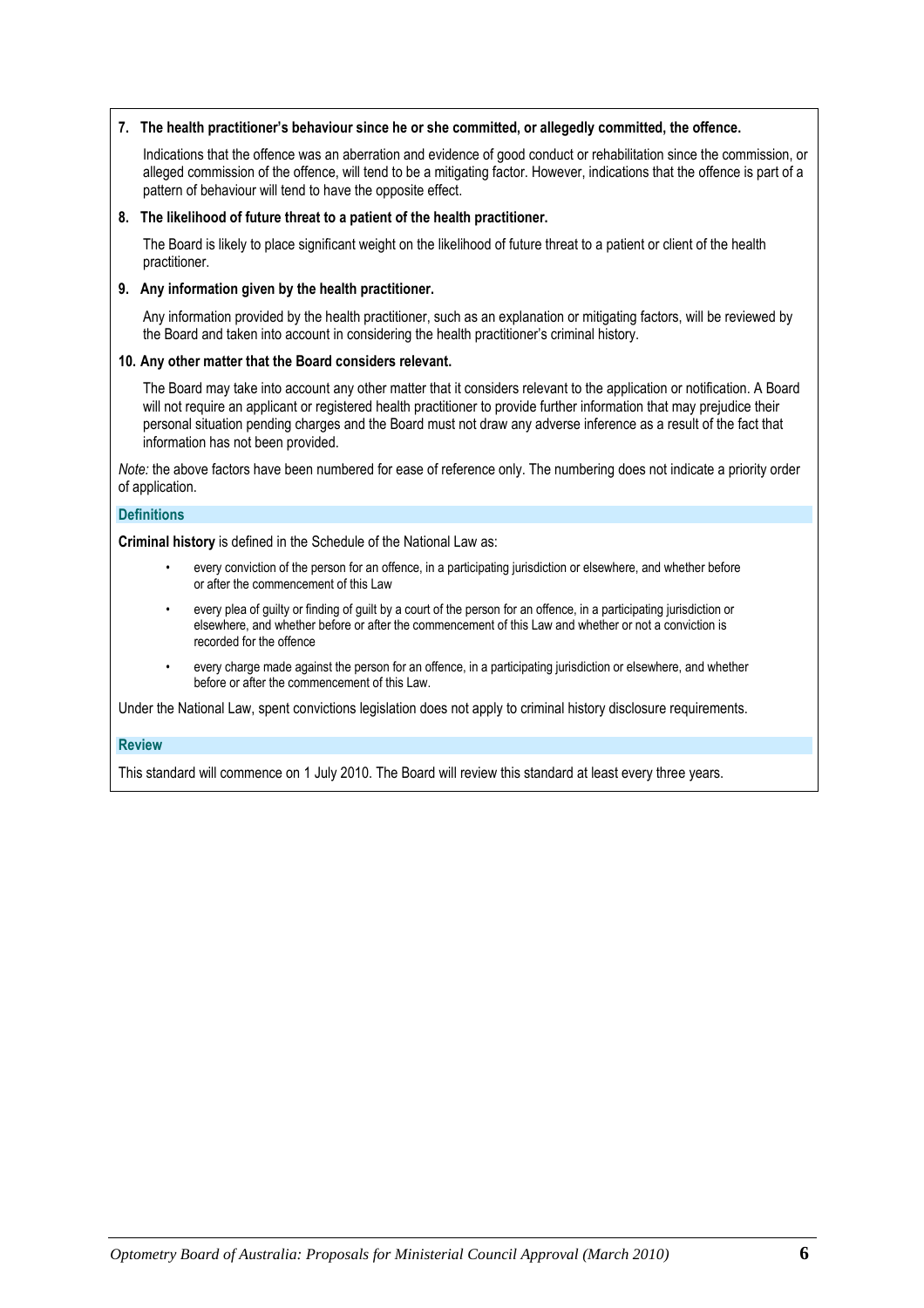**7. The health practitioner's behaviour since he or she committed, or allegedly committed, the offence.**

Indications that the offence was an aberration and evidence of good conduct or rehabilitation since the commission, or alleged commission of the offence, will tend to be a mitigating factor. However, indications that the offence is part of a pattern of behaviour will tend to have the opposite effect.

**8. The likelihood of future threat to a patient of the health practitioner.**

The Board is likely to place significant weight on the likelihood of future threat to a patient or client of the health practitioner.

**9. Any information given by the health practitioner.**

Any information provided by the health practitioner, such as an explanation or mitigating factors, will be reviewed by the Board and taken into account in considering the health practitioner's criminal history.

**10. Any other matter that the Board considers relevant.**

The Board may take into account any other matter that it considers relevant to the application or notification. A Board will not require an applicant or registered health practitioner to provide further information that may prejudice their personal situation pending charges and the Board must not draw any adverse inference as a result of the fact that information has not been provided.

*Note:* the above factors have been numbered for ease of reference only. The numbering does not indicate a priority order of application.

## Definitions

**Criminal history** is defined in the Schedule of the National Law as:

- every conviction of the person for an offence, in a participating jurisdiction or elsewhere, and whether before or after the commencement of this Law
- every plea of guilty or finding of guilt by a court of the person for an offence, in a participating jurisdiction or elsewhere, and whether before or after the commencement of this Law and whether or not a conviction is recorded for the offence
- every charge made against the person for an offence, in a participating jurisdiction or elsewhere, and whether before or after the commencement of this Law.

Under the National Law, spent convictions legislation does not apply to criminal history disclosure requirements.

## Review

This standard will commence on 1 July 2010. The Board will review this standard at least every three years.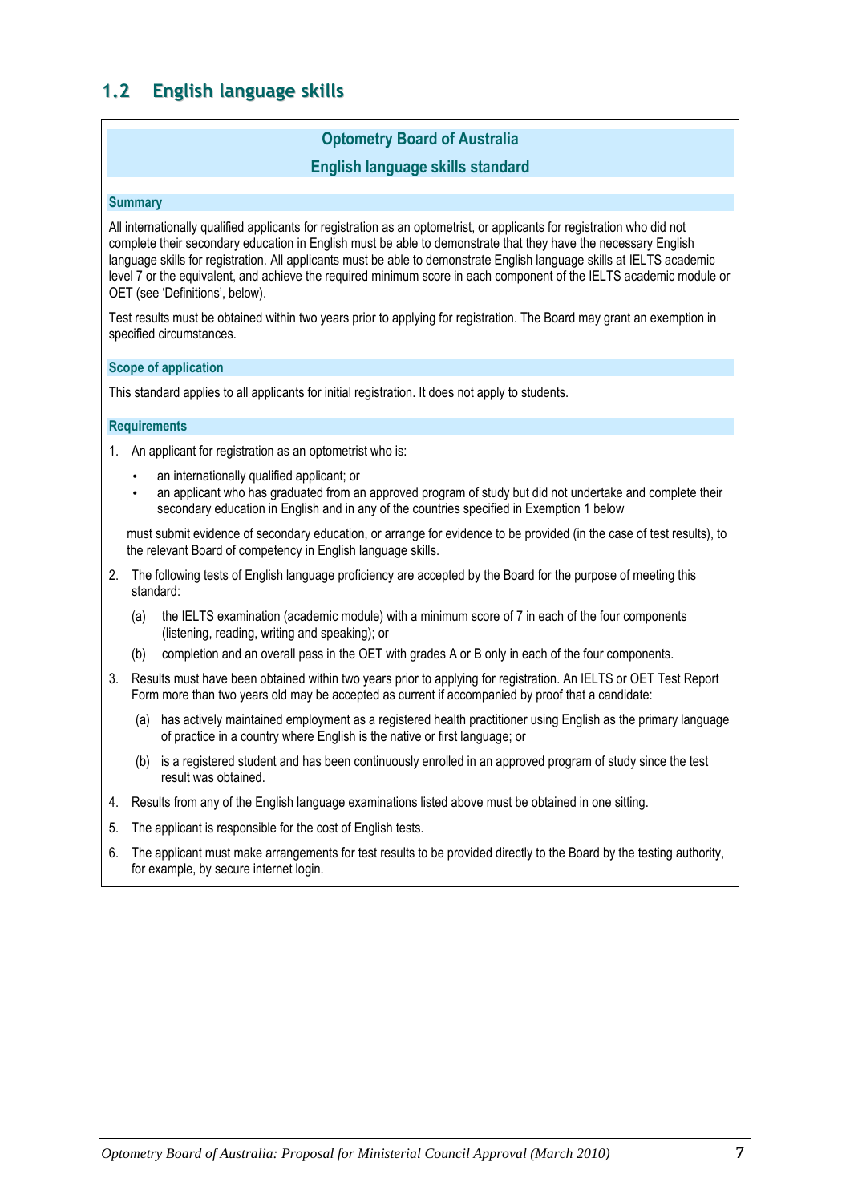## 1.2 English language skills

**Optometry Board of Australia**

**English language skills standard**

### Summary

All internationally qualified applicants for registration as an optometrist, or applicants for registration who did not complete their secondary education in English must be able to demonstrate that they have the necessary English language skills for registration. All applicants must be able to demonstrate English language skills at IELTS academic level 7 or the equivalent, and achieve the required minimum score in each component of the IELTS academic module or OET (see 'Definitions', below).

Test results must be obtained within two years prior to applying for registration. The Board may grant an exemption in specified circumstances.

### Scope of application

This standard applies to all applicants for initial registration. It does not apply to students.

### Requirements

1. An applicant for registration as an optometrist who is:
   - an internationally qualified applicant; or
   - an applicant who has graduated from an approved program of study but did not undertake and complete their secondary education in English and in any of the countries specified in Exemption 1 below

   must submit evidence of secondary education, or arrange for evidence to be provided (in the case of test results), to the relevant Board of competency in English language skills.

2. The following tests of English language proficiency are accepted by the Board for the purpose of meeting this standard:
   - (a) the IELTS examination (academic module) with a minimum score of 7 in each of the four components (listening, reading, writing and speaking); or
   - (b) completion and an overall pass in the OET with grades A or B only in each of the four components.

3. Results must have been obtained within two years prior to applying for registration. An IELTS or OET Test Report Form more than two years old may be accepted as current if accompanied by proof that a candidate:
   - (a) has actively maintained employment as a registered health practitioner using English as the primary language of practice in a country where English is the native or first language; or
   - (b) is a registered student and has been continuously enrolled in an approved program of study since the test result was obtained.

4. Results from any of the English language examinations listed above must be obtained in one sitting.

5. The applicant is responsible for the cost of English tests.

6. The applicant must make arrangements for test results to be provided directly to the Board by the testing authority, for example, by secure internet login.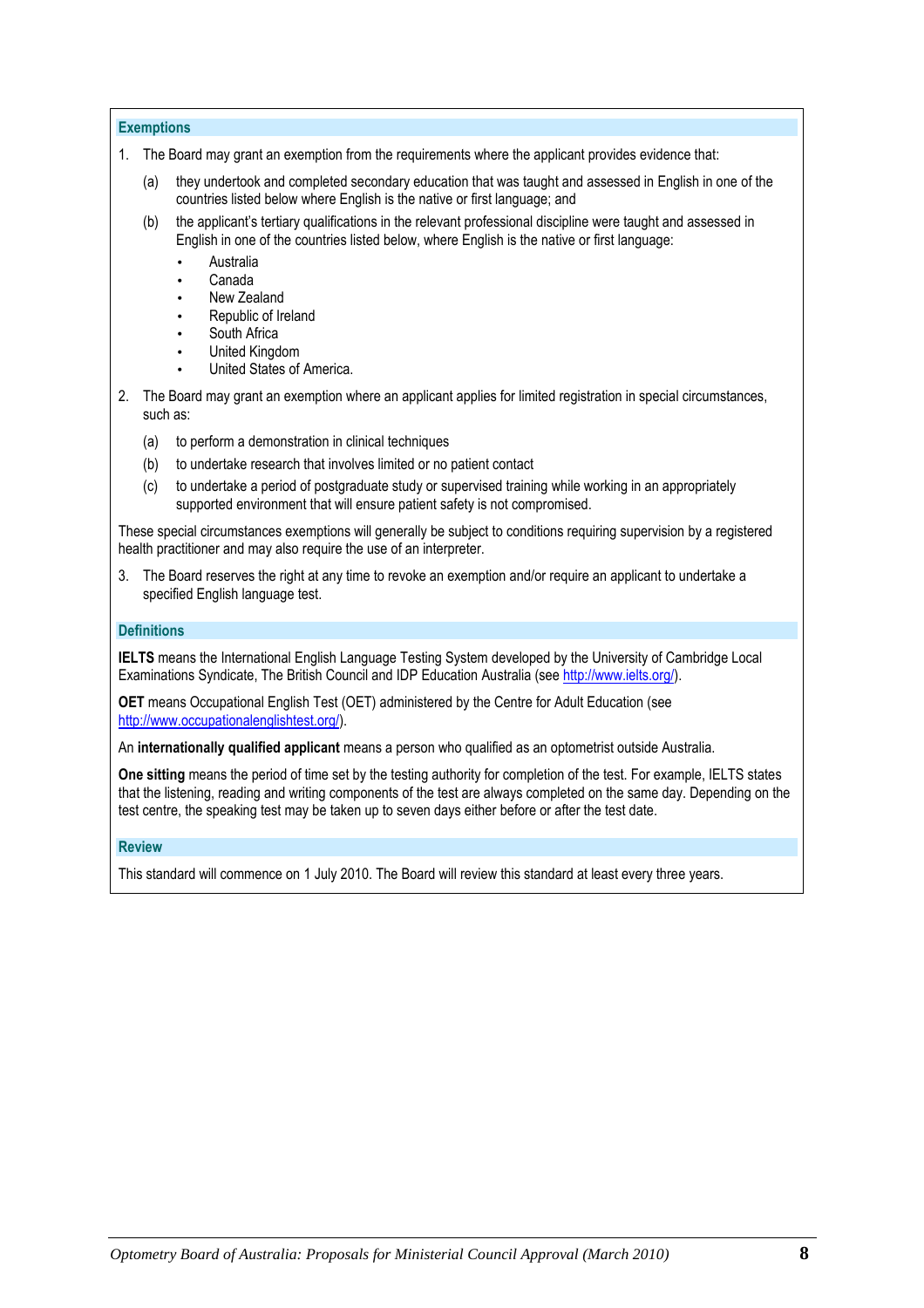### Exemptions

1. The Board may grant an exemption from the requirements where the applicant provides evidence that:

   (a) they undertook and completed secondary education that was taught and assessed in English in one of the countries listed below where English is the native or first language; and

   (b) the applicant's tertiary qualifications in the relevant professional discipline were taught and assessed in English in one of the countries listed below, where English is the native or first language:

   - Australia
   - Canada
   - New Zealand
   - Republic of Ireland
   - South Africa
   - United Kingdom
   - United States of America.

2. The Board may grant an exemption where an applicant applies for limited registration in special circumstances, such as:

   (a) to perform a demonstration in clinical techniques

   (b) to undertake research that involves limited or no patient contact

   (c) to undertake a period of postgraduate study or supervised training while working in an appropriately supported environment that will ensure patient safety is not compromised.

These special circumstances exemptions will generally be subject to conditions requiring supervision by a registered health practitioner and may also require the use of an interpreter.

3. The Board reserves the right at any time to revoke an exemption and/or require an applicant to undertake a specified English language test.

### Definitions

**IELTS** means the International English Language Testing System developed by the University of Cambridge Local Examinations Syndicate, The British Council and IDP Education Australia (see http://www.ielts.org/).

**OET** means Occupational English Test (OET) administered by the Centre for Adult Education (see http://www.occupationalenglishtest.org/).

An **internationally qualified applicant** means a person who qualified as an optometrist outside Australia.

**One sitting** means the period of time set by the testing authority for completion of the test. For example, IELTS states that the listening, reading and writing components of the test are always completed on the same day. Depending on the test centre, the speaking test may be taken up to seven days either before or after the test date.

### Review

This standard will commence on 1 July 2010. The Board will review this standard at least every three years.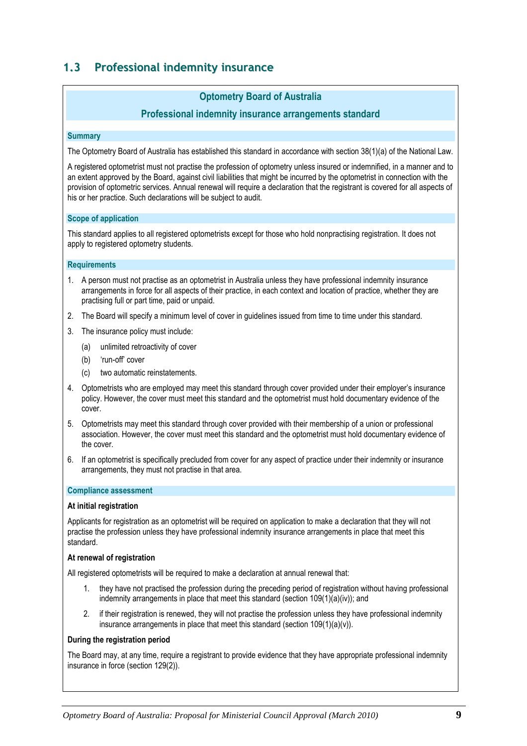## 1.3 Professional indemnity insurance

### Optometry Board of Australia

### Professional indemnity insurance arrangements standard

#### Summary

The Optometry Board of Australia has established this standard in accordance with section 38(1)(a) of the National Law.

A registered optometrist must not practise the profession of optometry unless insured or indemnified, in a manner and to an extent approved by the Board, against civil liabilities that might be incurred by the optometrist in connection with the provision of optometric services. Annual renewal will require a declaration that the registrant is covered for all aspects of his or her practice. Such declarations will be subject to audit.

#### Scope of application

This standard applies to all registered optometrists except for those who hold nonpractising registration. It does not apply to registered optometry students.

#### Requirements

1. A person must not practise as an optometrist in Australia unless they have professional indemnity insurance arrangements in force for all aspects of their practice, in each context and location of practice, whether they are practising full or part time, paid or unpaid.
2. The Board will specify a minimum level of cover in guidelines issued from time to time under this standard.
3. The insurance policy must include:
   (a) unlimited retroactivity of cover
   (b) 'run-off' cover
   (c) two automatic reinstatements.
4. Optometrists who are employed may meet this standard through cover provided under their employer's insurance policy. However, the cover must meet this standard and the optometrist must hold documentary evidence of the cover.
5. Optometrists may meet this standard through cover provided with their membership of a union or professional association. However, the cover must meet this standard and the optometrist must hold documentary evidence of the cover.
6. If an optometrist is specifically precluded from cover for any aspect of practice under their indemnity or insurance arrangements, they must not practise in that area.

#### Compliance assessment

**At initial registration**

Applicants for registration as an optometrist will be required on application to make a declaration that they will not practise the profession unless they have professional indemnity insurance arrangements in place that meet this standard.

**At renewal of registration**

All registered optometrists will be required to make a declaration at annual renewal that:

1. they have not practised the profession during the preceding period of registration without having professional indemnity arrangements in place that meet this standard (section 109(1)(a)(iv)); and
2. if their registration is renewed, they will not practise the profession unless they have professional indemnity insurance arrangements in place that meet this standard (section 109(1)(a)(v)).

**During the registration period**

The Board may, at any time, require a registrant to provide evidence that they have appropriate professional indemnity insurance in force (section 129(2)).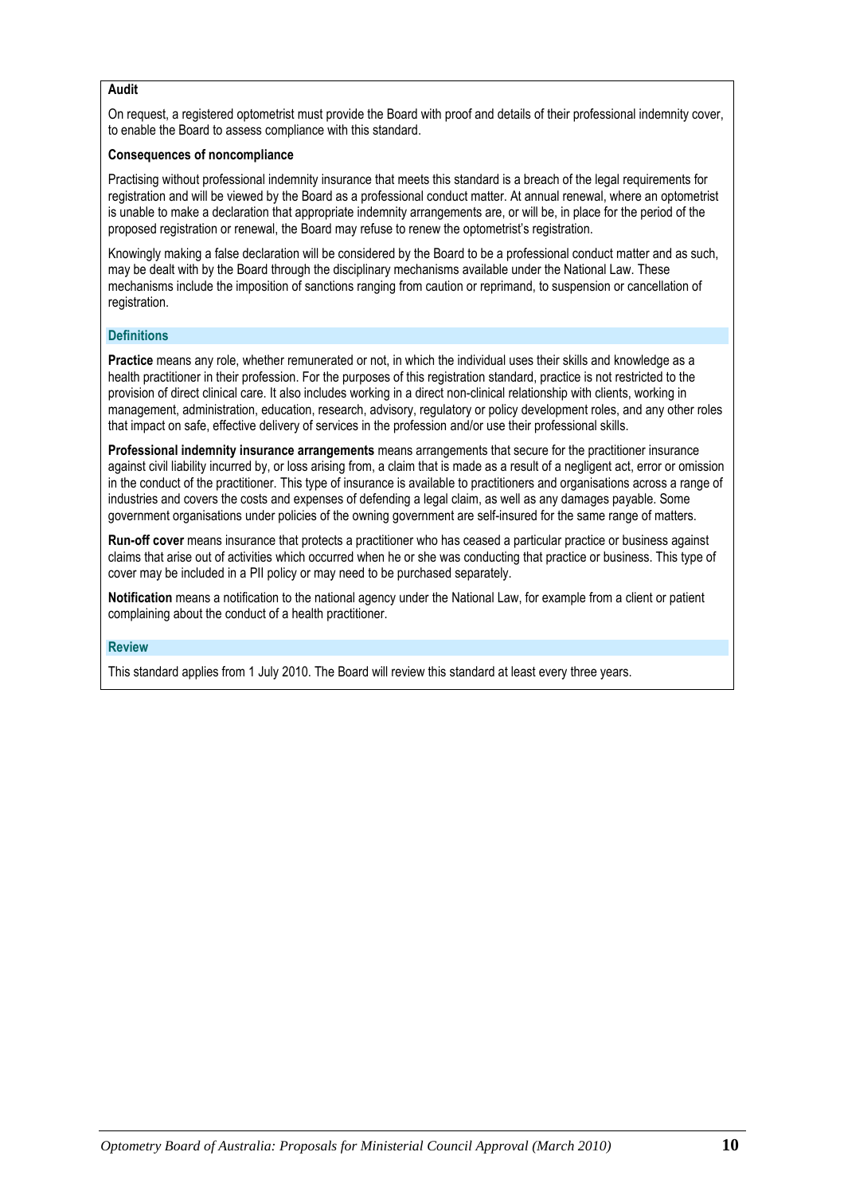**Audit**

On request, a registered optometrist must provide the Board with proof and details of their professional indemnity cover, to enable the Board to assess compliance with this standard.

**Consequences of noncompliance**

Practising without professional indemnity insurance that meets this standard is a breach of the legal requirements for registration and will be viewed by the Board as a professional conduct matter. At annual renewal, where an optometrist is unable to make a declaration that appropriate indemnity arrangements are, or will be, in place for the period of the proposed registration or renewal, the Board may refuse to renew the optometrist's registration.

Knowingly making a false declaration will be considered by the Board to be a professional conduct matter and as such, may be dealt with by the Board through the disciplinary mechanisms available under the National Law. These mechanisms include the imposition of sanctions ranging from caution or reprimand, to suspension or cancellation of registration.

## Definitions

**Practice** means any role, whether remunerated or not, in which the individual uses their skills and knowledge as a health practitioner in their profession. For the purposes of this registration standard, practice is not restricted to the provision of direct clinical care. It also includes working in a direct non-clinical relationship with clients, working in management, administration, education, research, advisory, regulatory or policy development roles, and any other roles that impact on safe, effective delivery of services in the profession and/or use their professional skills.

**Professional indemnity insurance arrangements** means arrangements that secure for the practitioner insurance against civil liability incurred by, or loss arising from, a claim that is made as a result of a negligent act, error or omission in the conduct of the practitioner. This type of insurance is available to practitioners and organisations across a range of industries and covers the costs and expenses of defending a legal claim, as well as any damages payable. Some government organisations under policies of the owning government are self-insured for the same range of matters.

**Run-off cover** means insurance that protects a practitioner who has ceased a particular practice or business against claims that arise out of activities which occurred when he or she was conducting that practice or business. This type of cover may be included in a PII policy or may need to be purchased separately.

**Notification** means a notification to the national agency under the National Law, for example from a client or patient complaining about the conduct of a health practitioner.

## Review

This standard applies from 1 July 2010. The Board will review this standard at least every three years.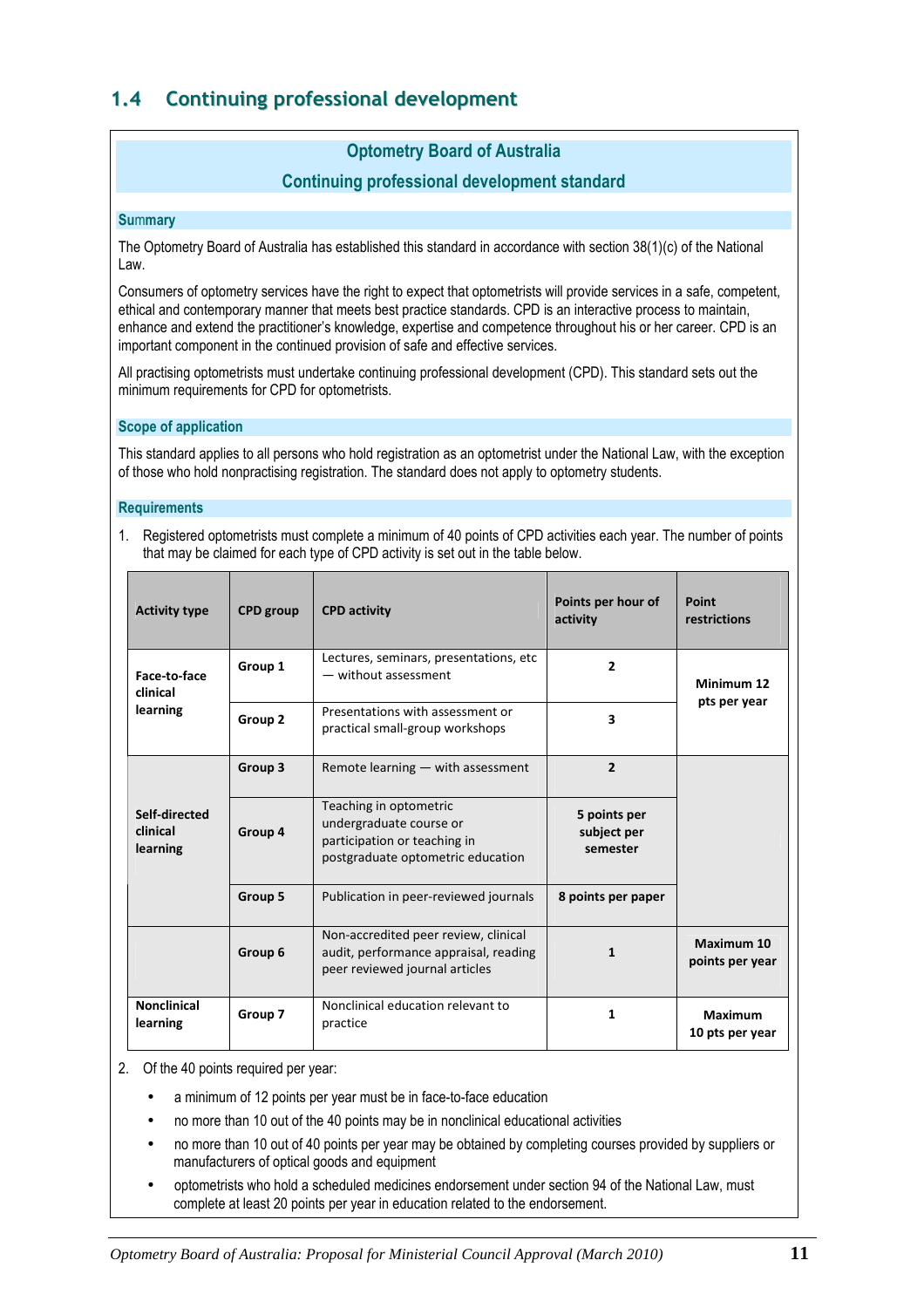## 1.4 Continuing professional development

### Optometry Board of Australia

### Continuing professional development standard

#### Summary

The Optometry Board of Australia has established this standard in accordance with section 38(1)(c) of the National Law.

Consumers of optometry services have the right to expect that optometrists will provide services in a safe, competent, ethical and contemporary manner that meets best practice standards. CPD is an interactive process to maintain, enhance and extend the practitioner's knowledge, expertise and competence throughout his or her career. CPD is an important component in the continued provision of safe and effective services.

All practising optometrists must undertake continuing professional development (CPD). This standard sets out the minimum requirements for CPD for optometrists.

#### Scope of application

This standard applies to all persons who hold registration as an optometrist under the National Law, with the exception of those who hold nonpractising registration. The standard does not apply to optometry students.

#### Requirements

1. Registered optometrists must complete a minimum of 40 points of CPD activities each year. The number of points that may be claimed for each type of CPD activity is set out in the table below.

| Activity type | CPD group | CPD activity | Points per hour of activity | Point restrictions |
|---|---|---|---|---|
| Face-to-face clinical learning | Group 1 | Lectures, seminars, presentations, etc — without assessment | 2 | Minimum 12 pts per year |
| | Group 2 | Presentations with assessment or practical small-group workshops | 3 | |
| Self-directed clinical learning | Group 3 | Remote learning — with assessment | 2 | |
| | Group 4 | Teaching in optometric undergraduate course or participation or teaching in postgraduate optometric education | 5 points per subject per semester | |
| | Group 5 | Publication in peer-reviewed journals | 8 points per paper | |
| | Group 6 | Non-accredited peer review, clinical audit, performance appraisal, reading peer reviewed journal articles | 1 | Maximum 10 points per year |
| Nonclinical learning | Group 7 | Nonclinical education relevant to practice | 1 | Maximum 10 pts per year |

2. Of the 40 points required per year:
   - a minimum of 12 points per year must be in face-to-face education
   - no more than 10 out of the 40 points may be in nonclinical educational activities
   - no more than 10 out of 40 points per year may be obtained by completing courses provided by suppliers or manufacturers of optical goods and equipment
   - optometrists who hold a scheduled medicines endorsement under section 94 of the National Law, must complete at least 20 points per year in education related to the endorsement.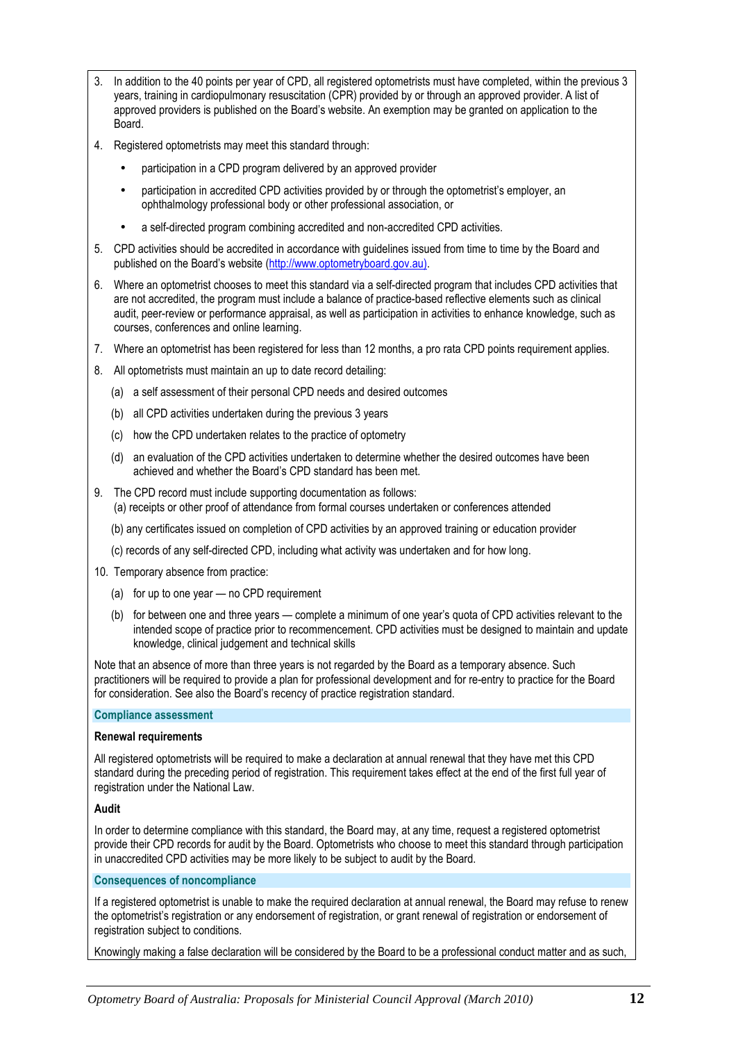3. In addition to the 40 points per year of CPD, all registered optometrists must have completed, within the previous 3 years, training in cardiopulmonary resuscitation (CPR) provided by or through an approved provider. A list of approved providers is published on the Board's website. An exemption may be granted on application to the Board.

4. Registered optometrists may meet this standard through:

   - participation in a CPD program delivered by an approved provider
   - participation in accredited CPD activities provided by or through the optometrist's employer, an ophthalmology professional body or other professional association, or
   - a self-directed program combining accredited and non-accredited CPD activities.

5. CPD activities should be accredited in accordance with guidelines issued from time to time by the Board and published on the Board's website (http://www.optometryboard.gov.au).

6. Where an optometrist chooses to meet this standard via a self-directed program that includes CPD activities that are not accredited, the program must include a balance of practice-based reflective elements such as clinical audit, peer-review or performance appraisal, as well as participation in activities to enhance knowledge, such as courses, conferences and online learning.

7. Where an optometrist has been registered for less than 12 months, a pro rata CPD points requirement applies.

8. All optometrists must maintain an up to date record detailing:

   (a) a self assessment of their personal CPD needs and desired outcomes

   (b) all CPD activities undertaken during the previous 3 years

   (c) how the CPD undertaken relates to the practice of optometry

   (d) an evaluation of the CPD activities undertaken to determine whether the desired outcomes have been achieved and whether the Board's CPD standard has been met.

9. The CPD record must include supporting documentation as follows:

   (a) receipts or other proof of attendance from formal courses undertaken or conferences attended

   (b) any certificates issued on completion of CPD activities by an approved training or education provider

   (c) records of any self-directed CPD, including what activity was undertaken and for how long.

10. Temporary absence from practice:

    (a) for up to one year — no CPD requirement

    (b) for between one and three years — complete a minimum of one year's quota of CPD activities relevant to the intended scope of practice prior to recommencement. CPD activities must be designed to maintain and update knowledge, clinical judgement and technical skills

Note that an absence of more than three years is not regarded by the Board as a temporary absence. Such practitioners will be required to provide a plan for professional development and for re-entry to practice for the Board for consideration. See also the Board's recency of practice registration standard.

## Compliance assessment

**Renewal requirements**

All registered optometrists will be required to make a declaration at annual renewal that they have met this CPD standard during the preceding period of registration. This requirement takes effect at the end of the first full year of registration under the National Law.

**Audit**

In order to determine compliance with this standard, the Board may, at any time, request a registered optometrist provide their CPD records for audit by the Board. Optometrists who choose to meet this standard through participation in unaccredited CPD activities may be more likely to be subject to audit by the Board.

## Consequences of noncompliance

If a registered optometrist is unable to make the required declaration at annual renewal, the Board may refuse to renew the optometrist's registration or any endorsement of registration, or grant renewal of registration or endorsement of registration subject to conditions.

Knowingly making a false declaration will be considered by the Board to be a professional conduct matter and as such,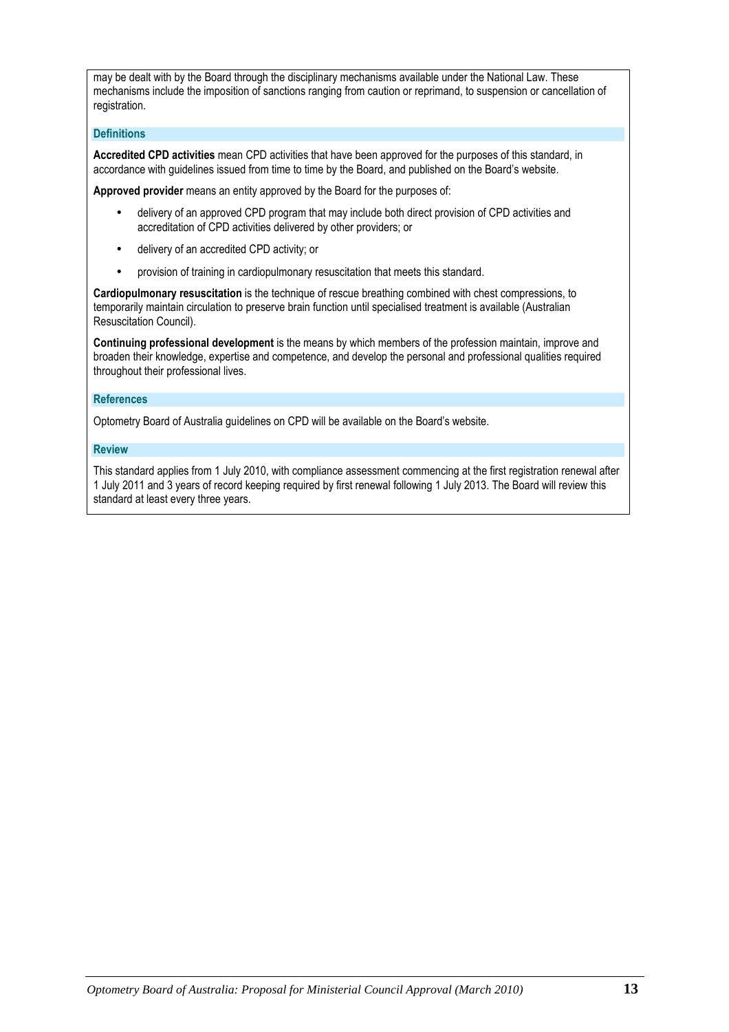may be dealt with by the Board through the disciplinary mechanisms available under the National Law. These mechanisms include the imposition of sanctions ranging from caution or reprimand, to suspension or cancellation of registration.

### Definitions

**Accredited CPD activities** mean CPD activities that have been approved for the purposes of this standard, in accordance with guidelines issued from time to time by the Board, and published on the Board's website.

**Approved provider** means an entity approved by the Board for the purposes of:

- delivery of an approved CPD program that may include both direct provision of CPD activities and accreditation of CPD activities delivered by other providers; or
- delivery of an accredited CPD activity; or
- provision of training in cardiopulmonary resuscitation that meets this standard.

**Cardiopulmonary resuscitation** is the technique of rescue breathing combined with chest compressions, to temporarily maintain circulation to preserve brain function until specialised treatment is available (Australian Resuscitation Council).

**Continuing professional development** is the means by which members of the profession maintain, improve and broaden their knowledge, expertise and competence, and develop the personal and professional qualities required throughout their professional lives.

### References

Optometry Board of Australia guidelines on CPD will be available on the Board's website.

### Review

This standard applies from 1 July 2010, with compliance assessment commencing at the first registration renewal after 1 July 2011 and 3 years of record keeping required by first renewal following 1 July 2013. The Board will review this standard at least every three years.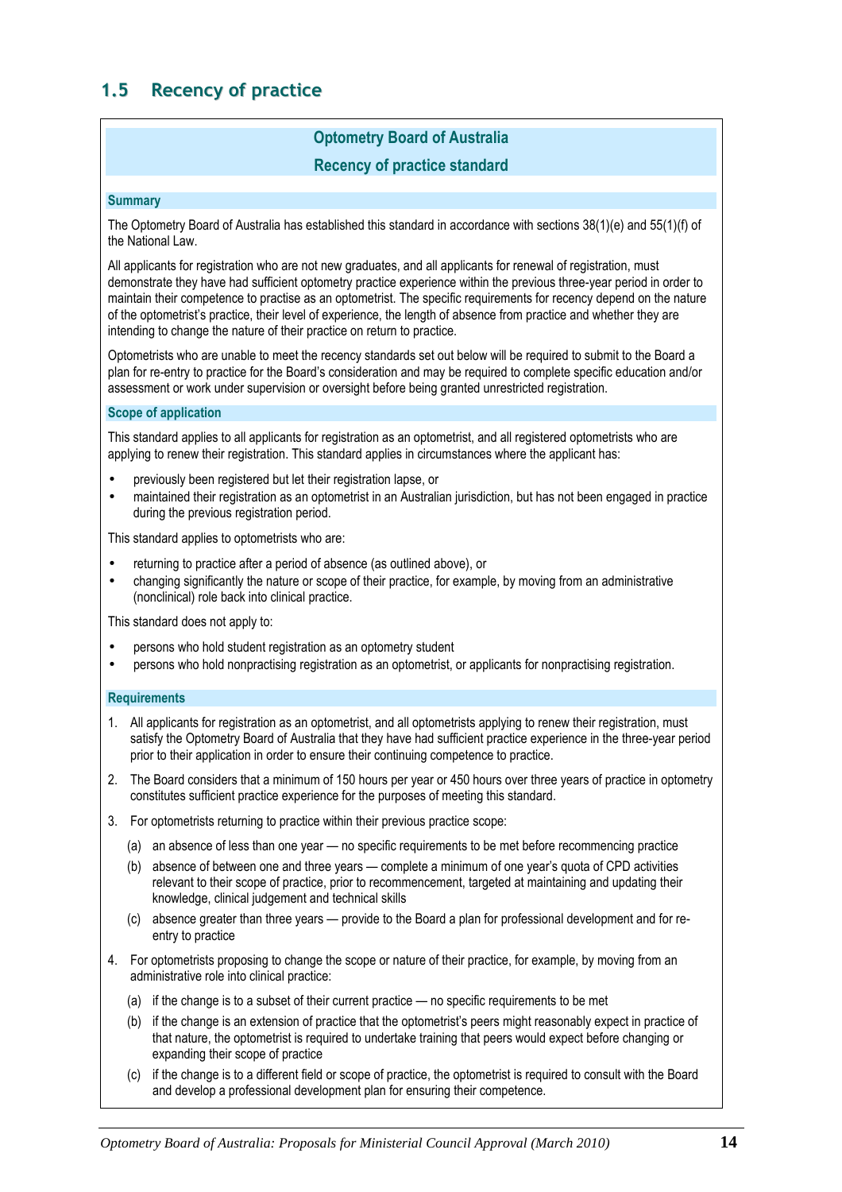## 1.5 Recency of practice

### Optometry Board of Australia

### Recency of practice standard

#### Summary

The Optometry Board of Australia has established this standard in accordance with sections 38(1)(e) and 55(1)(f) of the National Law.

All applicants for registration who are not new graduates, and all applicants for renewal of registration, must demonstrate they have had sufficient optometry practice experience within the previous three-year period in order to maintain their competence to practise as an optometrist. The specific requirements for recency depend on the nature of the optometrist's practice, their level of experience, the length of absence from practice and whether they are intending to change the nature of their practice on return to practice.

Optometrists who are unable to meet the recency standards set out below will be required to submit to the Board a plan for re-entry to practice for the Board's consideration and may be required to complete specific education and/or assessment or work under supervision or oversight before being granted unrestricted registration.

#### Scope of application

This standard applies to all applicants for registration as an optometrist, and all registered optometrists who are applying to renew their registration. This standard applies in circumstances where the applicant has:

- previously been registered but let their registration lapse, or
- maintained their registration as an optometrist in an Australian jurisdiction, but has not been engaged in practice during the previous registration period.

This standard applies to optometrists who are:

- returning to practice after a period of absence (as outlined above), or
- changing significantly the nature or scope of their practice, for example, by moving from an administrative (nonclinical) role back into clinical practice.

This standard does not apply to:

- persons who hold student registration as an optometry student
- persons who hold nonpractising registration as an optometrist, or applicants for nonpractising registration.

#### Requirements

1. All applicants for registration as an optometrist, and all optometrists applying to renew their registration, must satisfy the Optometry Board of Australia that they have had sufficient practice experience in the three-year period prior to their application in order to ensure their continuing competence to practice.
2. The Board considers that a minimum of 150 hours per year or 450 hours over three years of practice in optometry constitutes sufficient practice experience for the purposes of meeting this standard.
3. For optometrists returning to practice within their previous practice scope:
   (a) an absence of less than one year — no specific requirements to be met before recommencing practice
   (b) absence of between one and three years — complete a minimum of one year's quota of CPD activities relevant to their scope of practice, prior to recommencement, targeted at maintaining and updating their knowledge, clinical judgement and technical skills
   (c) absence greater than three years — provide to the Board a plan for professional development and for re-entry to practice
4. For optometrists proposing to change the scope or nature of their practice, for example, by moving from an administrative role into clinical practice:
   (a) if the change is to a subset of their current practice — no specific requirements to be met
   (b) if the change is an extension of practice that the optometrist's peers might reasonably expect in practice of that nature, the optometrist is required to undertake training that peers would expect before changing or expanding their scope of practice
   (c) if the change is to a different field or scope of practice, the optometrist is required to consult with the Board and develop a professional development plan for ensuring their competence.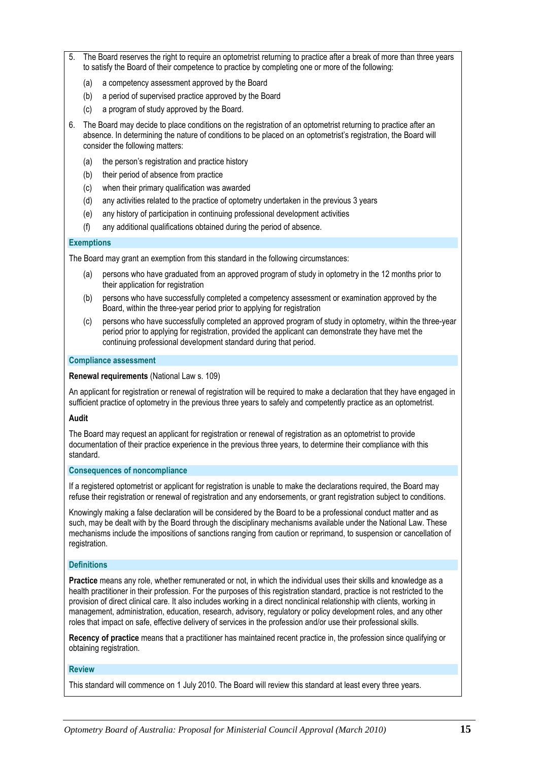5. The Board reserves the right to require an optometrist returning to practice after a break of more than three years to satisfy the Board of their competence to practice by completing one or more of the following:

   (a) a competency assessment approved by the Board

   (b) a period of supervised practice approved by the Board

   (c) a program of study approved by the Board.

6. The Board may decide to place conditions on the registration of an optometrist returning to practice after an absence. In determining the nature of conditions to be placed on an optometrist's registration, the Board will consider the following matters:

   (a) the person's registration and practice history

   (b) their period of absence from practice

   (c) when their primary qualification was awarded

   (d) any activities related to the practice of optometry undertaken in the previous 3 years

   (e) any history of participation in continuing professional development activities

   (f) any additional qualifications obtained during the period of absence.

### Exemptions

The Board may grant an exemption from this standard in the following circumstances:

(a) persons who have graduated from an approved program of study in optometry in the 12 months prior to their application for registration

(b) persons who have successfully completed a competency assessment or examination approved by the Board, within the three-year period prior to applying for registration

(c) persons who have successfully completed an approved program of study in optometry, within the three-year period prior to applying for registration, provided the applicant can demonstrate they have met the continuing professional development standard during that period.

### Compliance assessment

**Renewal requirements** (National Law s. 109)

An applicant for registration or renewal of registration will be required to make a declaration that they have engaged in sufficient practice of optometry in the previous three years to safely and competently practice as an optometrist.

**Audit**

The Board may request an applicant for registration or renewal of registration as an optometrist to provide documentation of their practice experience in the previous three years, to determine their compliance with this standard.

### Consequences of noncompliance

If a registered optometrist or applicant for registration is unable to make the declarations required, the Board may refuse their registration or renewal of registration and any endorsements, or grant registration subject to conditions.

Knowingly making a false declaration will be considered by the Board to be a professional conduct matter and as such, may be dealt with by the Board through the disciplinary mechanisms available under the National Law. These mechanisms include the impositions of sanctions ranging from caution or reprimand, to suspension or cancellation of registration.

### Definitions

**Practice** means any role, whether remunerated or not, in which the individual uses their skills and knowledge as a health practitioner in their profession. For the purposes of this registration standard, practice is not restricted to the provision of direct clinical care. It also includes working in a direct nonclinical relationship with clients, working in management, administration, education, research, advisory, regulatory or policy development roles, and any other roles that impact on safe, effective delivery of services in the profession and/or use their professional skills.

**Recency of practice** means that a practitioner has maintained recent practice in, the profession since qualifying or obtaining registration.

### Review

This standard will commence on 1 July 2010. The Board will review this standard at least every three years.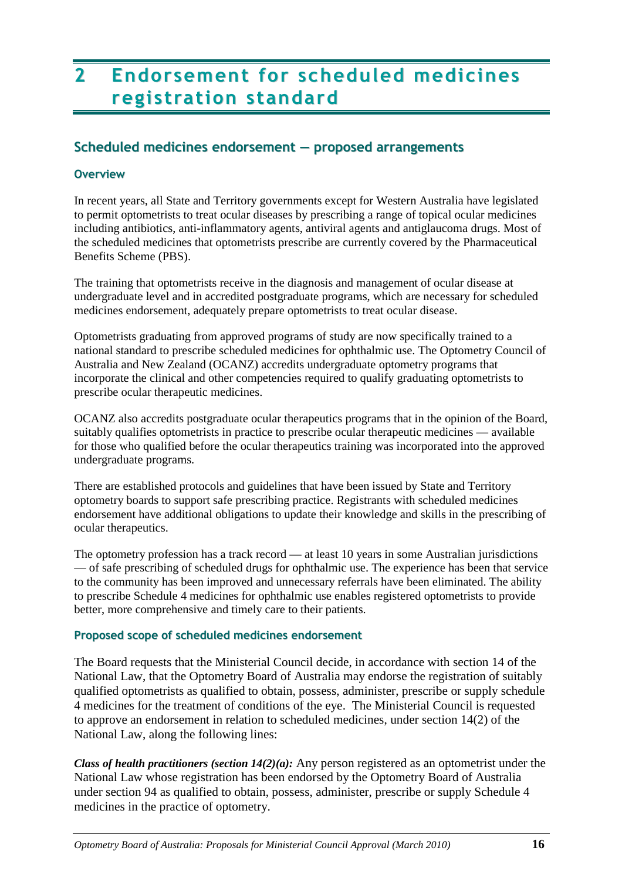# 2 Endorsement for scheduled medicines registration standard

## Scheduled medicines endorsement — proposed arrangements

### Overview

In recent years, all State and Territory governments except for Western Australia have legislated to permit optometrists to treat ocular diseases by prescribing a range of topical ocular medicines including antibiotics, anti-inflammatory agents, antiviral agents and antiglaucoma drugs. Most of the scheduled medicines that optometrists prescribe are currently covered by the Pharmaceutical Benefits Scheme (PBS).

The training that optometrists receive in the diagnosis and management of ocular disease at undergraduate level and in accredited postgraduate programs, which are necessary for scheduled medicines endorsement, adequately prepare optometrists to treat ocular disease.

Optometrists graduating from approved programs of study are now specifically trained to a national standard to prescribe scheduled medicines for ophthalmic use. The Optometry Council of Australia and New Zealand (OCANZ) accredits undergraduate optometry programs that incorporate the clinical and other competencies required to qualify graduating optometrists to prescribe ocular therapeutic medicines.

OCANZ also accredits postgraduate ocular therapeutics programs that in the opinion of the Board, suitably qualifies optometrists in practice to prescribe ocular therapeutic medicines — available for those who qualified before the ocular therapeutics training was incorporated into the approved undergraduate programs.

There are established protocols and guidelines that have been issued by State and Territory optometry boards to support safe prescribing practice. Registrants with scheduled medicines endorsement have additional obligations to update their knowledge and skills in the prescribing of ocular therapeutics.

The optometry profession has a track record — at least 10 years in some Australian jurisdictions — of safe prescribing of scheduled drugs for ophthalmic use. The experience has been that service to the community has been improved and unnecessary referrals have been eliminated. The ability to prescribe Schedule 4 medicines for ophthalmic use enables registered optometrists to provide better, more comprehensive and timely care to their patients.

### Proposed scope of scheduled medicines endorsement

The Board requests that the Ministerial Council decide, in accordance with section 14 of the National Law, that the Optometry Board of Australia may endorse the registration of suitably qualified optometrists as qualified to obtain, possess, administer, prescribe or supply schedule 4 medicines for the treatment of conditions of the eye. The Ministerial Council is requested to approve an endorsement in relation to scheduled medicines, under section 14(2) of the National Law, along the following lines:

***Class of health practitioners (section 14(2)(a):*** Any person registered as an optometrist under the National Law whose registration has been endorsed by the Optometry Board of Australia under section 94 as qualified to obtain, possess, administer, prescribe or supply Schedule 4 medicines in the practice of optometry.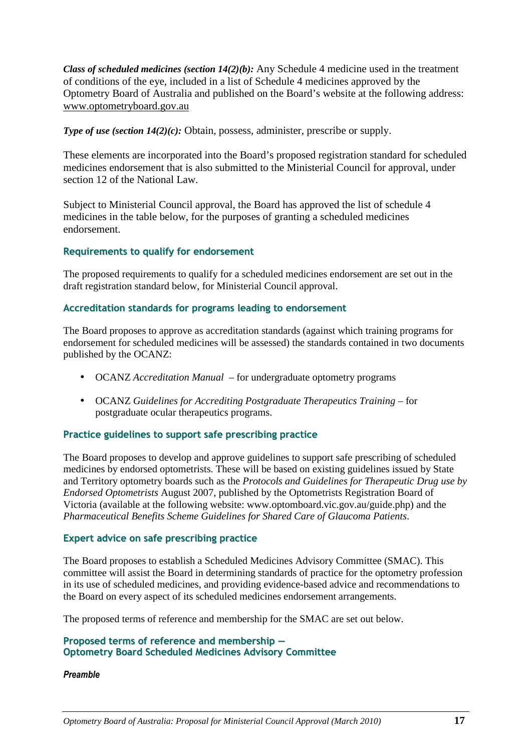***Class of scheduled medicines (section 14(2)(b):*** Any Schedule 4 medicine used in the treatment of conditions of the eye, included in a list of Schedule 4 medicines approved by the Optometry Board of Australia and published on the Board's website at the following address: www.optometryboard.gov.au

***Type of use (section 14(2)(c):*** Obtain, possess, administer, prescribe or supply.

These elements are incorporated into the Board's proposed registration standard for scheduled medicines endorsement that is also submitted to the Ministerial Council for approval, under section 12 of the National Law.

Subject to Ministerial Council approval, the Board has approved the list of schedule 4 medicines in the table below, for the purposes of granting a scheduled medicines endorsement.

### Requirements to qualify for endorsement

The proposed requirements to qualify for a scheduled medicines endorsement are set out in the draft registration standard below, for Ministerial Council approval.

### Accreditation standards for programs leading to endorsement

The Board proposes to approve as accreditation standards (against which training programs for endorsement for scheduled medicines will be assessed) the standards contained in two documents published by the OCANZ:

- OCANZ *Accreditation Manual* – for undergraduate optometry programs
- OCANZ *Guidelines for Accrediting Postgraduate Therapeutics Training* – for postgraduate ocular therapeutics programs.

### Practice guidelines to support safe prescribing practice

The Board proposes to develop and approve guidelines to support safe prescribing of scheduled medicines by endorsed optometrists. These will be based on existing guidelines issued by State and Territory optometry boards such as the *Protocols and Guidelines for Therapeutic Drug use by Endorsed Optometrists* August 2007, published by the Optometrists Registration Board of Victoria (available at the following website: www.optomboard.vic.gov.au/guide.php) and the *Pharmaceutical Benefits Scheme Guidelines for Shared Care of Glaucoma Patients*.

### Expert advice on safe prescribing practice

The Board proposes to establish a Scheduled Medicines Advisory Committee (SMAC). This committee will assist the Board in determining standards of practice for the optometry profession in its use of scheduled medicines, and providing evidence-based advice and recommendations to the Board on every aspect of its scheduled medicines endorsement arrangements.

The proposed terms of reference and membership for the SMAC are set out below.

### Proposed terms of reference and membership — Optometry Board Scheduled Medicines Advisory Committee

***Preamble***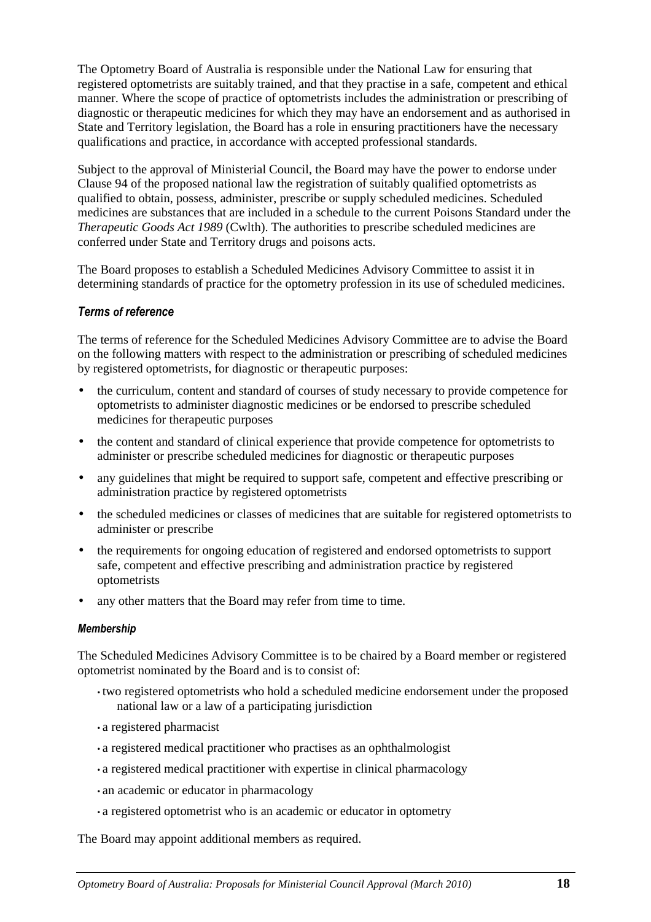The Optometry Board of Australia is responsible under the National Law for ensuring that registered optometrists are suitably trained, and that they practise in a safe, competent and ethical manner. Where the scope of practice of optometrists includes the administration or prescribing of diagnostic or therapeutic medicines for which they may have an endorsement and as authorised in State and Territory legislation, the Board has a role in ensuring practitioners have the necessary qualifications and practice, in accordance with accepted professional standards.

Subject to the approval of Ministerial Council, the Board may have the power to endorse under Clause 94 of the proposed national law the registration of suitably qualified optometrists as qualified to obtain, possess, administer, prescribe or supply scheduled medicines. Scheduled medicines are substances that are included in a schedule to the current Poisons Standard under the *Therapeutic Goods Act 1989* (Cwlth). The authorities to prescribe scheduled medicines are conferred under State and Territory drugs and poisons acts.

The Board proposes to establish a Scheduled Medicines Advisory Committee to assist it in determining standards of practice for the optometry profession in its use of scheduled medicines.

#### *Terms of reference*

The terms of reference for the Scheduled Medicines Advisory Committee are to advise the Board on the following matters with respect to the administration or prescribing of scheduled medicines by registered optometrists, for diagnostic or therapeutic purposes:

- the curriculum, content and standard of courses of study necessary to provide competence for optometrists to administer diagnostic medicines or be endorsed to prescribe scheduled medicines for therapeutic purposes
- the content and standard of clinical experience that provide competence for optometrists to administer or prescribe scheduled medicines for diagnostic or therapeutic purposes
- any guidelines that might be required to support safe, competent and effective prescribing or administration practice by registered optometrists
- the scheduled medicines or classes of medicines that are suitable for registered optometrists to administer or prescribe
- the requirements for ongoing education of registered and endorsed optometrists to support safe, competent and effective prescribing and administration practice by registered optometrists
- any other matters that the Board may refer from time to time.

#### *Membership*

The Scheduled Medicines Advisory Committee is to be chaired by a Board member or registered optometrist nominated by the Board and is to consist of:

- two registered optometrists who hold a scheduled medicine endorsement under the proposed national law or a law of a participating jurisdiction
- a registered pharmacist
- a registered medical practitioner who practises as an ophthalmologist
- a registered medical practitioner with expertise in clinical pharmacology
- an academic or educator in pharmacology
- a registered optometrist who is an academic or educator in optometry

The Board may appoint additional members as required.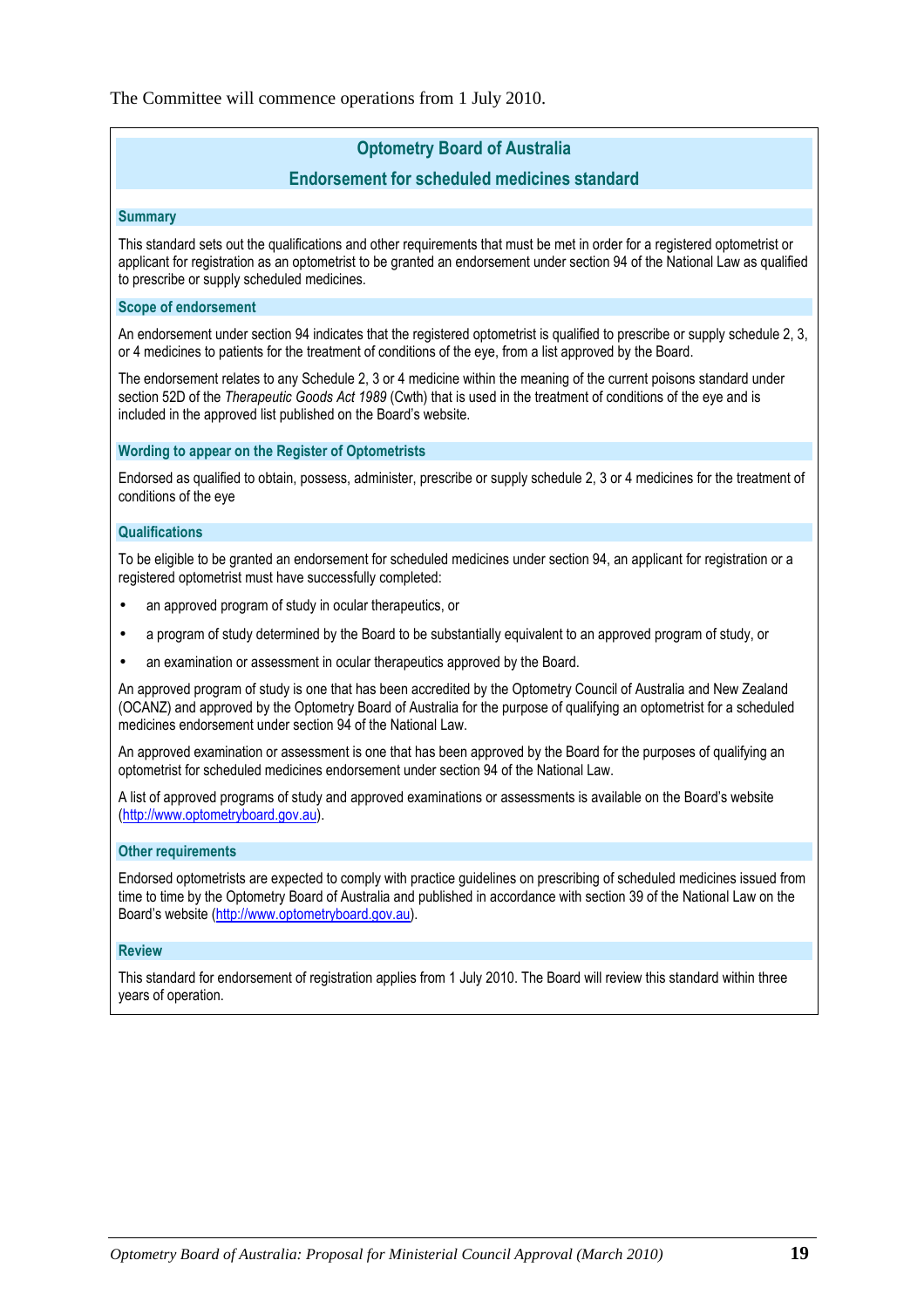The Committee will commence operations from 1 July 2010.

## Optometry Board of Australia

## Endorsement for scheduled medicines standard

### Summary

This standard sets out the qualifications and other requirements that must be met in order for a registered optometrist or applicant for registration as an optometrist to be granted an endorsement under section 94 of the National Law as qualified to prescribe or supply scheduled medicines.

### Scope of endorsement

An endorsement under section 94 indicates that the registered optometrist is qualified to prescribe or supply schedule 2, 3, or 4 medicines to patients for the treatment of conditions of the eye, from a list approved by the Board.

The endorsement relates to any Schedule 2, 3 or 4 medicine within the meaning of the current poisons standard under section 52D of the *Therapeutic Goods Act 1989* (Cwth) that is used in the treatment of conditions of the eye and is included in the approved list published on the Board's website.

### Wording to appear on the Register of Optometrists

Endorsed as qualified to obtain, possess, administer, prescribe or supply schedule 2, 3 or 4 medicines for the treatment of conditions of the eye

### Qualifications

To be eligible to be granted an endorsement for scheduled medicines under section 94, an applicant for registration or a registered optometrist must have successfully completed:

- an approved program of study in ocular therapeutics, or
- a program of study determined by the Board to be substantially equivalent to an approved program of study, or
- an examination or assessment in ocular therapeutics approved by the Board.

An approved program of study is one that has been accredited by the Optometry Council of Australia and New Zealand (OCANZ) and approved by the Optometry Board of Australia for the purpose of qualifying an optometrist for a scheduled medicines endorsement under section 94 of the National Law.

An approved examination or assessment is one that has been approved by the Board for the purposes of qualifying an optometrist for scheduled medicines endorsement under section 94 of the National Law.

A list of approved programs of study and approved examinations or assessments is available on the Board's website (http://www.optometryboard.gov.au).

### Other requirements

Endorsed optometrists are expected to comply with practice guidelines on prescribing of scheduled medicines issued from time to time by the Optometry Board of Australia and published in accordance with section 39 of the National Law on the Board's website (http://www.optometryboard.gov.au).

### Review

This standard for endorsement of registration applies from 1 July 2010. The Board will review this standard within three years of operation.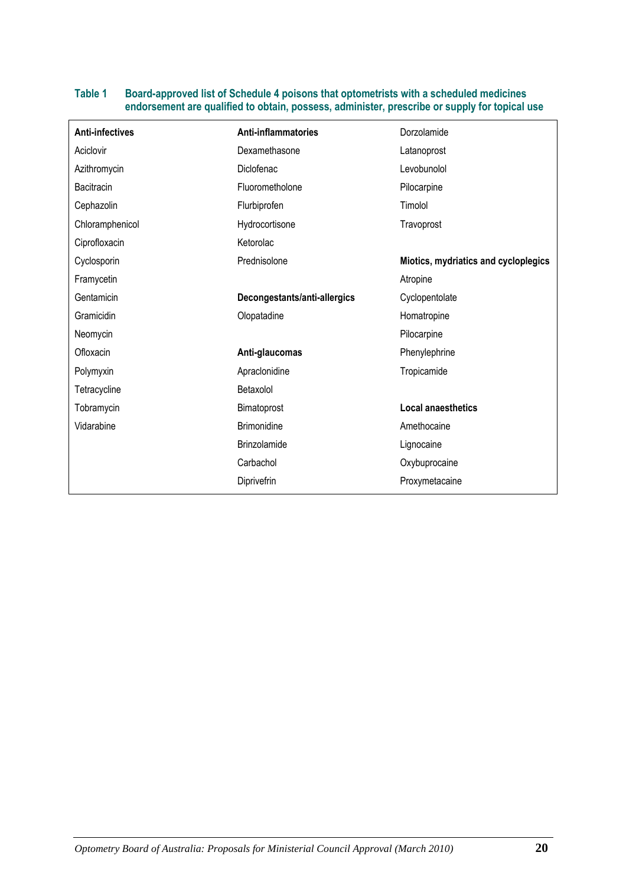**Table 1 Board-approved list of Schedule 4 poisons that optometrists with a scheduled medicines endorsement are qualified to obtain, possess, administer, prescribe or supply for topical use**

| | | |
|---|---|---|
| **Anti-infectives** | **Anti-inflammatories** | Dorzolamide |
| Aciclovir | Dexamethasone | Latanoprost |
| Azithromycin | Diclofenac | Levobunolol |
| Bacitracin | Fluorometholone | Pilocarpine |
| Cephazolin | Flurbiprofen | Timolol |
| Chloramphenicol | Hydrocortisone | Travoprost |
| Ciprofloxacin | Ketorolac | |
| Cyclosporin | Prednisolone | **Miotics, mydriatics and cycloplegics** |
| Framycetin | | Atropine |
| Gentamicin | **Decongestants/anti-allergics** | Cyclopentolate |
| Gramicidin | Olopatadine | Homatropine |
| Neomycin | | Pilocarpine |
| Ofloxacin | **Anti-glaucomas** | Phenylephrine |
| Polymyxin | Apraclonidine | Tropicamide |
| Tetracycline | Betaxolol | |
| Tobramycin | Bimatoprost | **Local anaesthetics** |
| Vidarabine | Brimonidine | Amethocaine |
| | Brinzolamide | Lignocaine |
| | Carbachol | Oxybuprocaine |
| | Diprivefrin | Proxymetacaine |